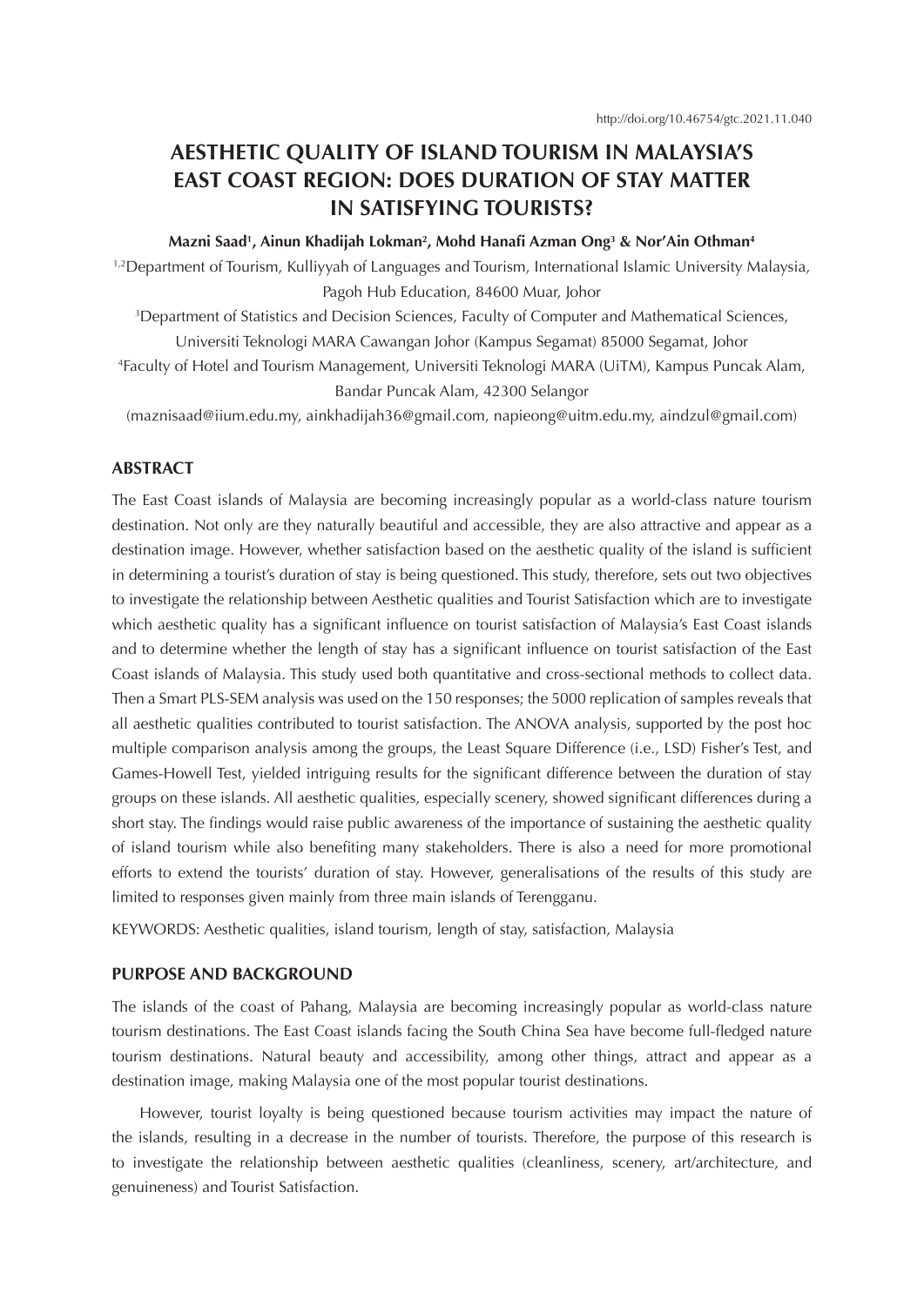http://doi.org/10.46754/gtc.2021.11.040

# AESTHETIC QUALITY OF ISLAND TOURISM IN MALAYSIA'S EAST COAST REGION: DOES DURATION OF STAY MATTER IN SATISFYING TOURISTS?

**Mazni Saad[1], Ainun Khadijah Lokman[2], Mohd Hanafi Azman Ong[3] & Nor'Ain Othman[4]**

[1,2]Department of Tourism, Kulliyyah of Languages and Tourism, International Islamic University Malaysia, Pagoh Hub Education, 84600 Muar, Johor

[3]Department of Statistics and Decision Sciences, Faculty of Computer and Mathematical Sciences, Universiti Teknologi MARA Cawangan Johor (Kampus Segamat) 85000 Segamat, Johor

[4]Faculty of Hotel and Tourism Management, Universiti Teknologi MARA (UiTM), Kampus Puncak Alam, Bandar Puncak Alam, 42300 Selangor

(maznisaad@iium.edu.my, ainkhadijah36@gmail.com, napieong@uitm.edu.my, aindzul@gmail.com)

## ABSTRACT

The East Coast islands of Malaysia are becoming increasingly popular as a world-class nature tourism destination. Not only are they naturally beautiful and accessible, they are also attractive and appear as a destination image. However, whether satisfaction based on the aesthetic quality of the island is sufficient in determining a tourist's duration of stay is being questioned. This study, therefore, sets out two objectives to investigate the relationship between Aesthetic qualities and Tourist Satisfaction which are to investigate which aesthetic quality has a significant influence on tourist satisfaction of Malaysia's East Coast islands and to determine whether the length of stay has a significant influence on tourist satisfaction of the East Coast islands of Malaysia. This study used both quantitative and cross-sectional methods to collect data. Then a Smart PLS-SEM analysis was used on the 150 responses; the 5000 replication of samples reveals that all aesthetic qualities contributed to tourist satisfaction. The ANOVA analysis, supported by the post hoc multiple comparison analysis among the groups, the Least Square Difference (i.e., LSD) Fisher's Test, and Games-Howell Test, yielded intriguing results for the significant difference between the duration of stay groups on these islands. All aesthetic qualities, especially scenery, showed significant differences during a short stay. The findings would raise public awareness of the importance of sustaining the aesthetic quality of island tourism while also benefiting many stakeholders. There is also a need for more promotional efforts to extend the tourists' duration of stay. However, generalisations of the results of this study are limited to responses given mainly from three main islands of Terengganu.

KEYWORDS: Aesthetic qualities, island tourism, length of stay, satisfaction, Malaysia

## PURPOSE AND BACKGROUND

The islands of the coast of Pahang, Malaysia are becoming increasingly popular as world-class nature tourism destinations. The East Coast islands facing the South China Sea have become full-fledged nature tourism destinations. Natural beauty and accessibility, among other things, attract and appear as a destination image, making Malaysia one of the most popular tourist destinations.

However, tourist loyalty is being questioned because tourism activities may impact the nature of the islands, resulting in a decrease in the number of tourists. Therefore, the purpose of this research is to investigate the relationship between aesthetic qualities (cleanliness, scenery, art/architecture, and genuineness) and Tourist Satisfaction.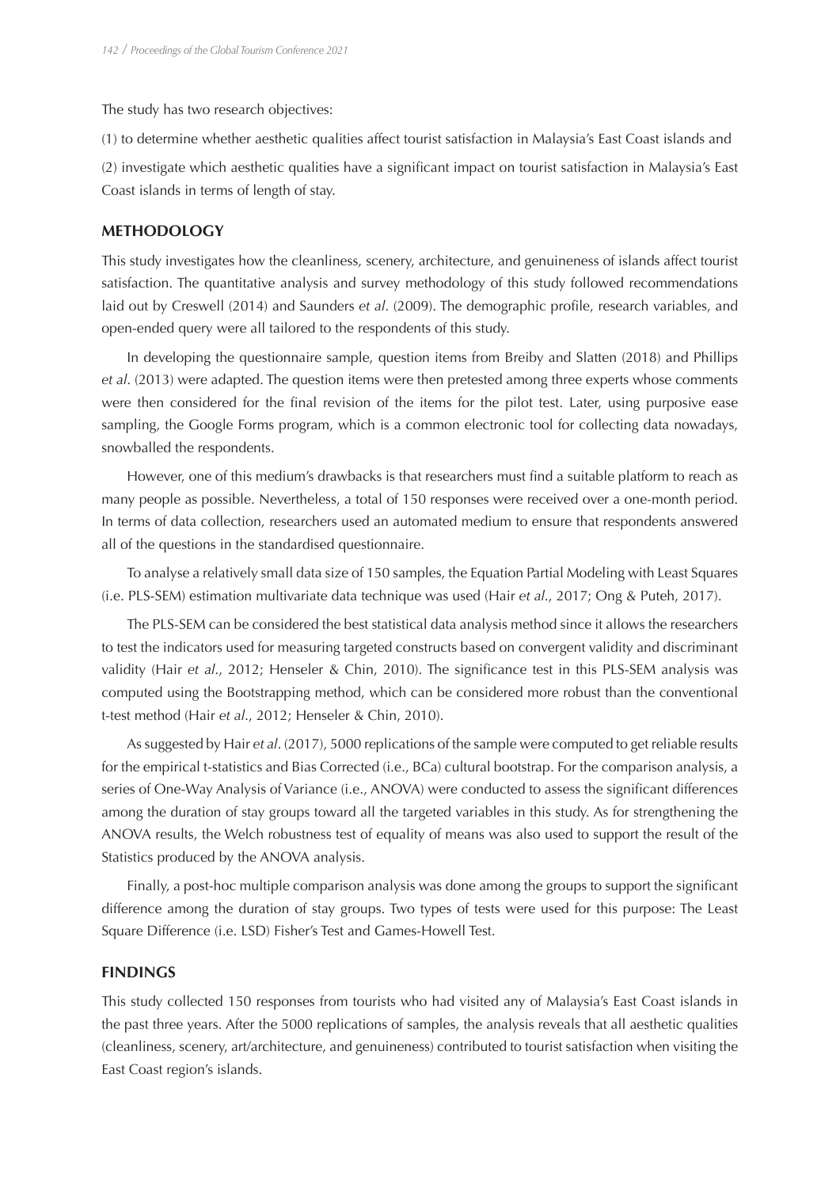The study has two research objectives:

(1) to determine whether aesthetic qualities affect tourist satisfaction in Malaysia's East Coast islands and

(2) investigate which aesthetic qualities have a significant impact on tourist satisfaction in Malaysia's East Coast islands in terms of length of stay.

## METHODOLOGY

This study investigates how the cleanliness, scenery, architecture, and genuineness of islands affect tourist satisfaction. The quantitative analysis and survey methodology of this study followed recommendations laid out by Creswell (2014) and Saunders *et al*. (2009). The demographic profile, research variables, and open-ended query were all tailored to the respondents of this study.

In developing the questionnaire sample, question items from Breiby and Slatten (2018) and Phillips *et al*. (2013) were adapted. The question items were then pretested among three experts whose comments were then considered for the final revision of the items for the pilot test. Later, using purposive ease sampling, the Google Forms program, which is a common electronic tool for collecting data nowadays, snowballed the respondents.

However, one of this medium's drawbacks is that researchers must find a suitable platform to reach as many people as possible. Nevertheless, a total of 150 responses were received over a one-month period. In terms of data collection, researchers used an automated medium to ensure that respondents answered all of the questions in the standardised questionnaire.

To analyse a relatively small data size of 150 samples, the Equation Partial Modeling with Least Squares (i.e. PLS-SEM) estimation multivariate data technique was used (Hair *et al*., 2017; Ong & Puteh, 2017).

The PLS-SEM can be considered the best statistical data analysis method since it allows the researchers to test the indicators used for measuring targeted constructs based on convergent validity and discriminant validity (Hair *et al*., 2012; Henseler & Chin, 2010). The significance test in this PLS-SEM analysis was computed using the Bootstrapping method, which can be considered more robust than the conventional t-test method (Hair *et al*., 2012; Henseler & Chin, 2010).

As suggested by Hair *et al*. (2017), 5000 replications of the sample were computed to get reliable results for the empirical t-statistics and Bias Corrected (i.e., BCa) cultural bootstrap. For the comparison analysis, a series of One-Way Analysis of Variance (i.e., ANOVA) were conducted to assess the significant differences among the duration of stay groups toward all the targeted variables in this study. As for strengthening the ANOVA results, the Welch robustness test of equality of means was also used to support the result of the Statistics produced by the ANOVA analysis.

Finally, a post-hoc multiple comparison analysis was done among the groups to support the significant difference among the duration of stay groups. Two types of tests were used for this purpose: The Least Square Difference (i.e. LSD) Fisher's Test and Games-Howell Test.

## FINDINGS

This study collected 150 responses from tourists who had visited any of Malaysia's East Coast islands in the past three years. After the 5000 replications of samples, the analysis reveals that all aesthetic qualities (cleanliness, scenery, art/architecture, and genuineness) contributed to tourist satisfaction when visiting the East Coast region's islands.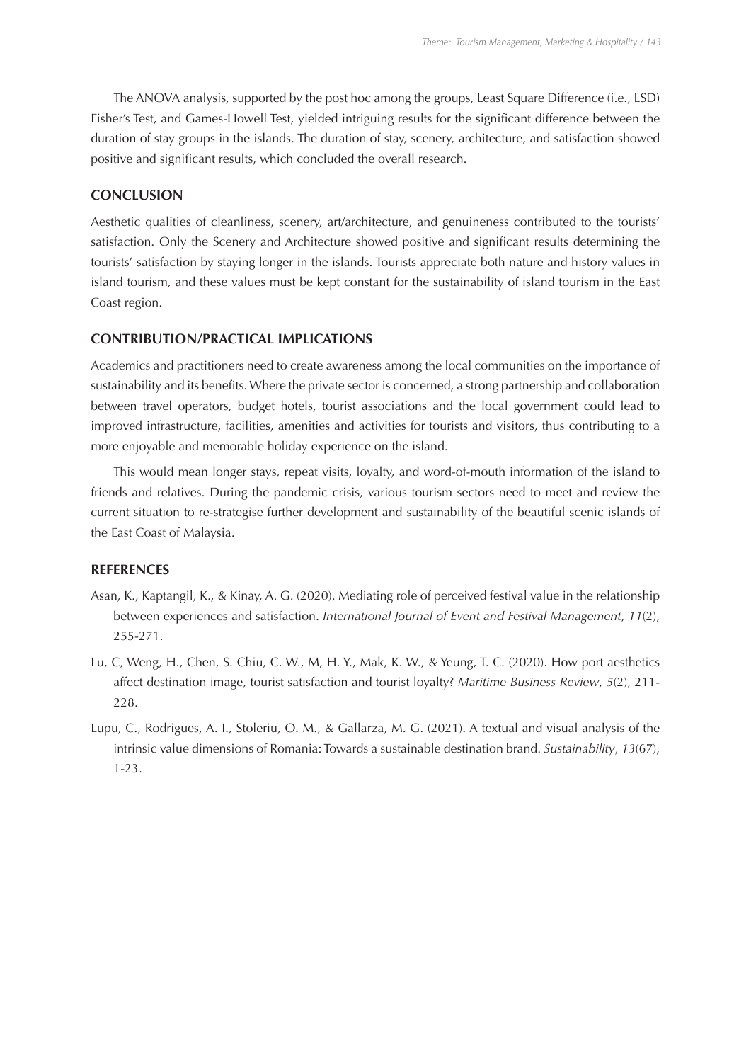The ANOVA analysis, supported by the post hoc among the groups, Least Square Difference (i.e., LSD) Fisher's Test, and Games-Howell Test, yielded intriguing results for the significant difference between the duration of stay groups in the islands. The duration of stay, scenery, architecture, and satisfaction showed positive and significant results, which concluded the overall research.

## CONCLUSION

Aesthetic qualities of cleanliness, scenery, art/architecture, and genuineness contributed to the tourists' satisfaction. Only the Scenery and Architecture showed positive and significant results determining the tourists' satisfaction by staying longer in the islands. Tourists appreciate both nature and history values in island tourism, and these values must be kept constant for the sustainability of island tourism in the East Coast region.

## CONTRIBUTION/PRACTICAL IMPLICATIONS

Academics and practitioners need to create awareness among the local communities on the importance of sustainability and its benefits. Where the private sector is concerned, a strong partnership and collaboration between travel operators, budget hotels, tourist associations and the local government could lead to improved infrastructure, facilities, amenities and activities for tourists and visitors, thus contributing to a more enjoyable and memorable holiday experience on the island.

This would mean longer stays, repeat visits, loyalty, and word-of-mouth information of the island to friends and relatives. During the pandemic crisis, various tourism sectors need to meet and review the current situation to re-strategise further development and sustainability of the beautiful scenic islands of the East Coast of Malaysia.

## REFERENCES

Asan, K., Kaptangil, K., & Kinay, A. G. (2020). Mediating role of perceived festival value in the relationship between experiences and satisfaction. *International Journal of Event and Festival Management*, *11*(2), 255-271.

Lu, C, Weng, H., Chen, S. Chiu, C. W., M, H. Y., Mak, K. W., & Yeung, T. C. (2020). How port aesthetics affect destination image, tourist satisfaction and tourist loyalty? *Maritime Business Review*, *5*(2), 211-228.

Lupu, C., Rodrigues, A. I., Stoleriu, O. M., & Gallarza, M. G. (2021). A textual and visual analysis of the intrinsic value dimensions of Romania: Towards a sustainable destination brand. *Sustainability*, *13*(67), 1-23.